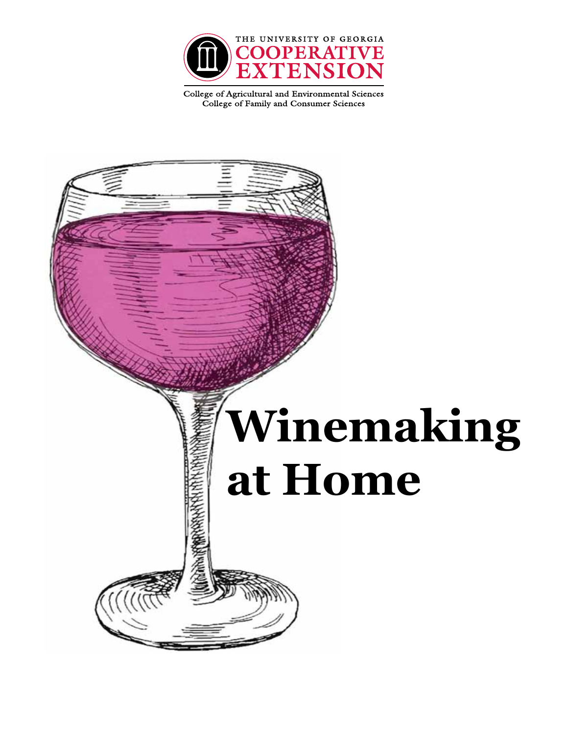THE UNIVERSITY OF GEORGIA
COOPERATIVE EXTENSION

College of Agricultural and Environmental Sciences
College of Family and Consumer Sciences

# Winemaking at Home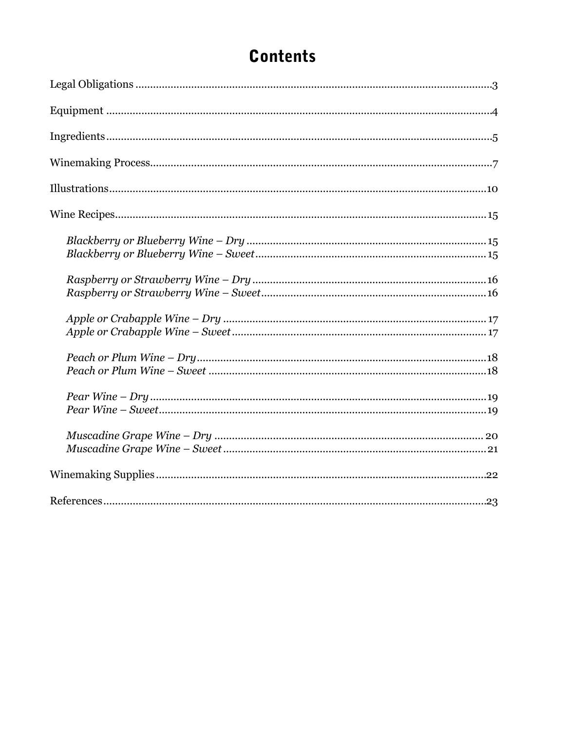# Contents

Legal Obligations ........................................................................ 3

Equipment ........................................................................ 4

Ingredients ........................................................................ 5

Winemaking Process ........................................................................ 7

Illustrations ........................................................................ 10

Wine Recipes ........................................................................ 15

*Blackberry or Blueberry Wine – Dry* ........................................................................ 15
*Blackberry or Blueberry Wine – Sweet* ........................................................................ 15

*Raspberry or Strawberry Wine – Dry* ........................................................................ 16
*Raspberry or Strawberry Wine – Sweet* ........................................................................ 16

*Apple or Crabapple Wine – Dry* ........................................................................ 17
*Apple or Crabapple Wine – Sweet* ........................................................................ 17

*Peach or Plum Wine – Dry* ........................................................................ 18
*Peach or Plum Wine – Sweet* ........................................................................ 18

*Pear Wine – Dry* ........................................................................ 19
*Pear Wine – Sweet* ........................................................................ 19

*Muscadine Grape Wine – Dry* ........................................................................ 20
*Muscadine Grape Wine – Sweet* ........................................................................ 21

Winemaking Supplies ........................................................................ 22

References ........................................................................ 23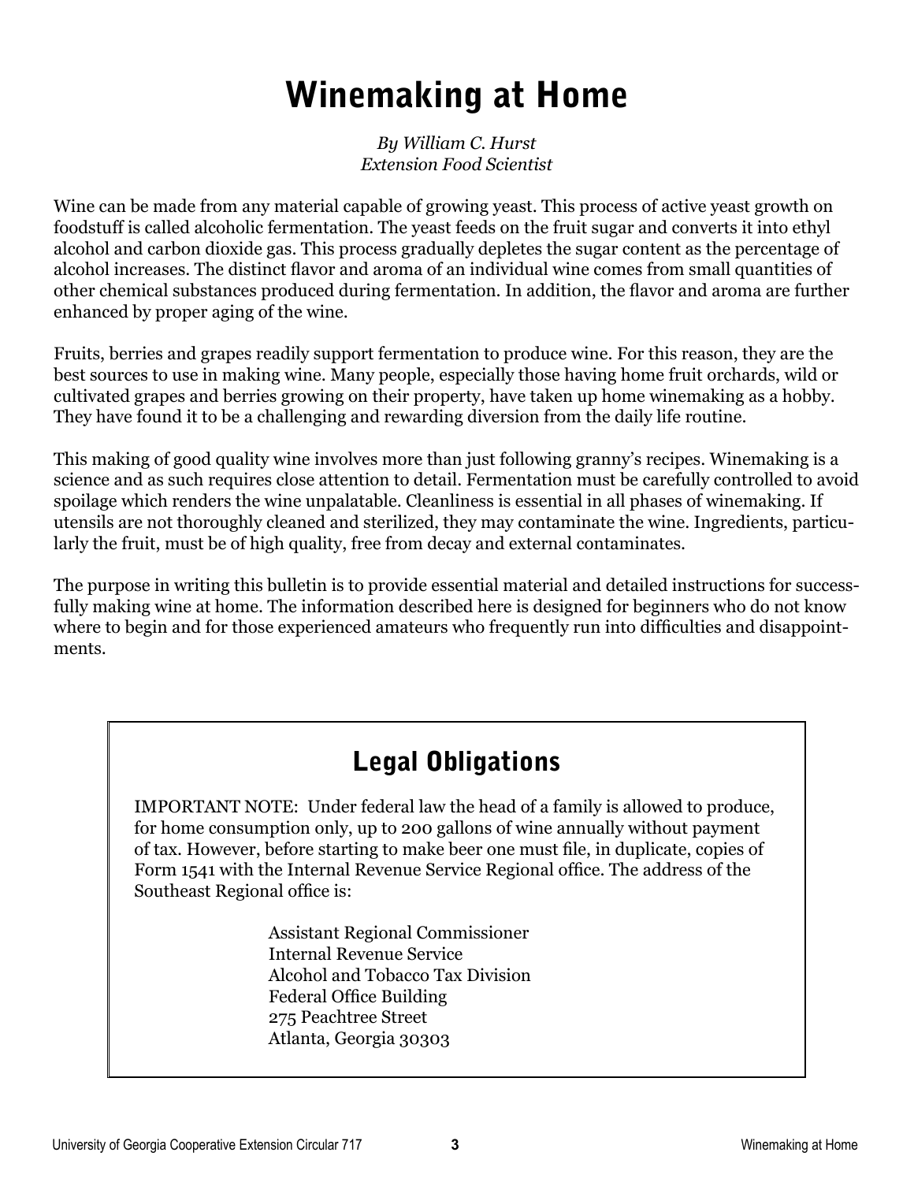# Winemaking at Home

*By William C. Hurst*
*Extension Food Scientist*

Wine can be made from any material capable of growing yeast. This process of active yeast growth on foodstuff is called alcoholic fermentation. The yeast feeds on the fruit sugar and converts it into ethyl alcohol and carbon dioxide gas. This process gradually depletes the sugar content as the percentage of alcohol increases. The distinct flavor and aroma of an individual wine comes from small quantities of other chemical substances produced during fermentation. In addition, the flavor and aroma are further enhanced by proper aging of the wine.

Fruits, berries and grapes readily support fermentation to produce wine. For this reason, they are the best sources to use in making wine. Many people, especially those having home fruit orchards, wild or cultivated grapes and berries growing on their property, have taken up home winemaking as a hobby. They have found it to be a challenging and rewarding diversion from the daily life routine.

This making of good quality wine involves more than just following granny's recipes. Winemaking is a science and as such requires close attention to detail. Fermentation must be carefully controlled to avoid spoilage which renders the wine unpalatable. Cleanliness is essential in all phases of winemaking. If utensils are not thoroughly cleaned and sterilized, they may contaminate the wine. Ingredients, particularly the fruit, must be of high quality, free from decay and external contaminates.

The purpose in writing this bulletin is to provide essential material and detailed instructions for successfully making wine at home. The information described here is designed for beginners who do not know where to begin and for those experienced amateurs who frequently run into difficulties and disappointments.

## Legal Obligations

IMPORTANT NOTE: Under federal law the head of a family is allowed to produce, for home consumption only, up to 200 gallons of wine annually without payment of tax. However, before starting to make beer one must file, in duplicate, copies of Form 1541 with the Internal Revenue Service Regional office. The address of the Southeast Regional office is:

Assistant Regional Commissioner
Internal Revenue Service
Alcohol and Tobacco Tax Division
Federal Office Building
275 Peachtree Street
Atlanta, Georgia 30303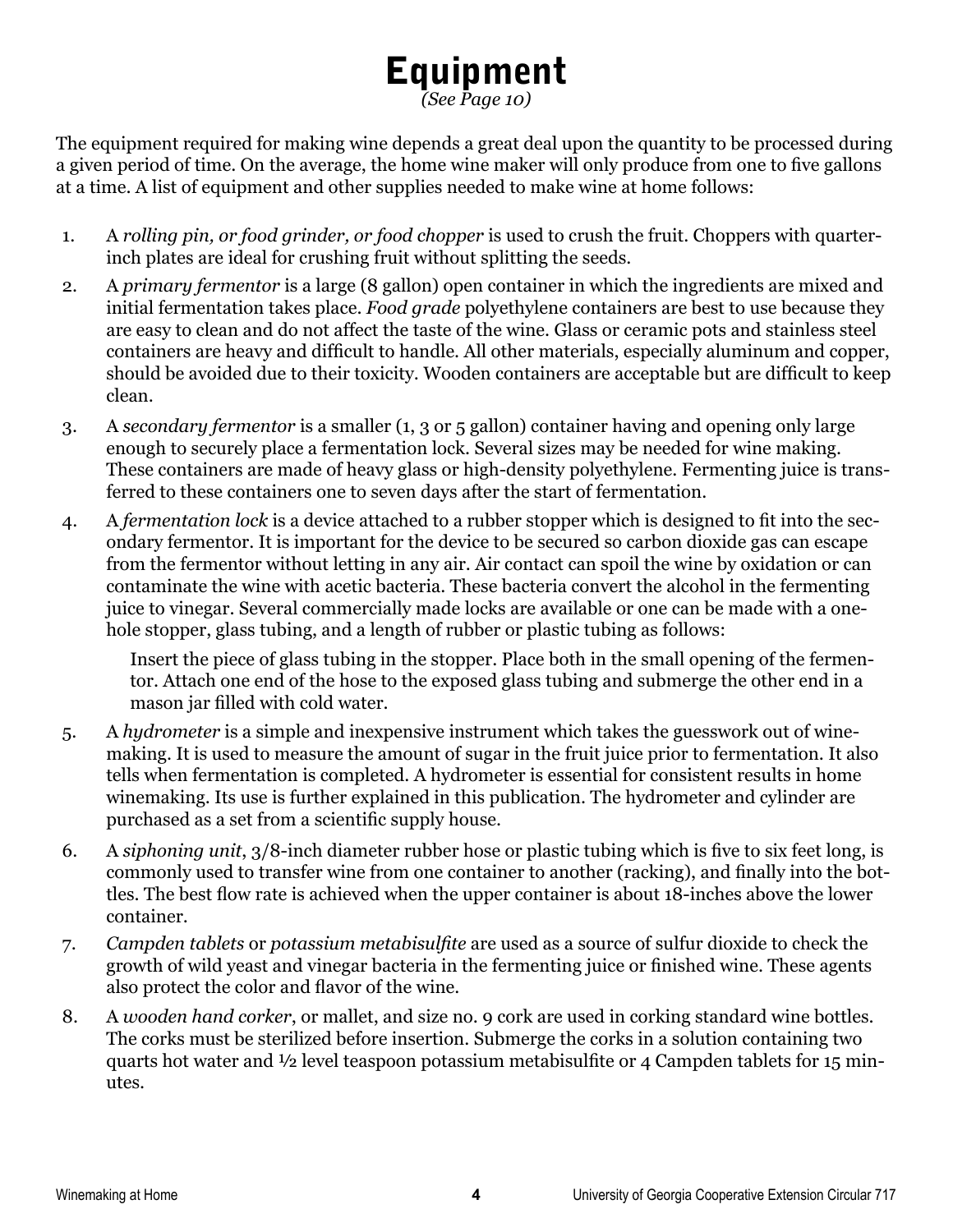# Equipment

*(See Page 10)*

The equipment required for making wine depends a great deal upon the quantity to be processed during a given period of time. On the average, the home wine maker will only produce from one to five gallons at a time. A list of equipment and other supplies needed to make wine at home follows:

1. A *rolling pin, or food grinder, or food chopper* is used to crush the fruit. Choppers with quarter-inch plates are ideal for crushing fruit without splitting the seeds.
2. A *primary fermentor* is a large (8 gallon) open container in which the ingredients are mixed and initial fermentation takes place. *Food grade* polyethylene containers are best to use because they are easy to clean and do not affect the taste of the wine. Glass or ceramic pots and stainless steel containers are heavy and difficult to handle. All other materials, especially aluminum and copper, should be avoided due to their toxicity. Wooden containers are acceptable but are difficult to keep clean.
3. A *secondary fermentor* is a smaller (1, 3 or 5 gallon) container having and opening only large enough to securely place a fermentation lock. Several sizes may be needed for wine making. These containers are made of heavy glass or high-density polyethylene. Fermenting juice is transferred to these containers one to seven days after the start of fermentation.
4. A *fermentation lock* is a device attached to a rubber stopper which is designed to fit into the secondary fermentor. It is important for the device to be secured so carbon dioxide gas can escape from the fermentor without letting in any air. Air contact can spoil the wine by oxidation or can contaminate the wine with acetic bacteria. These bacteria convert the alcohol in the fermenting juice to vinegar. Several commercially made locks are available or one can be made with a one-hole stopper, glass tubing, and a length of rubber or plastic tubing as follows:

   Insert the piece of glass tubing in the stopper. Place both in the small opening of the fermentor. Attach one end of the hose to the exposed glass tubing and submerge the other end in a mason jar filled with cold water.
5. A *hydrometer* is a simple and inexpensive instrument which takes the guesswork out of wine-making. It is used to measure the amount of sugar in the fruit juice prior to fermentation. It also tells when fermentation is completed. A hydrometer is essential for consistent results in home winemaking. Its use is further explained in this publication. The hydrometer and cylinder are purchased as a set from a scientific supply house.
6. A *siphoning unit*, 3/8-inch diameter rubber hose or plastic tubing which is five to six feet long, is commonly used to transfer wine from one container to another (racking), and finally into the bottles. The best flow rate is achieved when the upper container is about 18-inches above the lower container.
7. *Campden tablets* or *potassium metabisulfite* are used as a source of sulfur dioxide to check the growth of wild yeast and vinegar bacteria in the fermenting juice or finished wine. These agents also protect the color and flavor of the wine.
8. A *wooden hand corker*, or mallet, and size no. 9 cork are used in corking standard wine bottles. The corks must be sterilized before insertion. Submerge the corks in a solution containing two quarts hot water and ½ level teaspoon potassium metabisulfite or 4 Campden tablets for 15 minutes.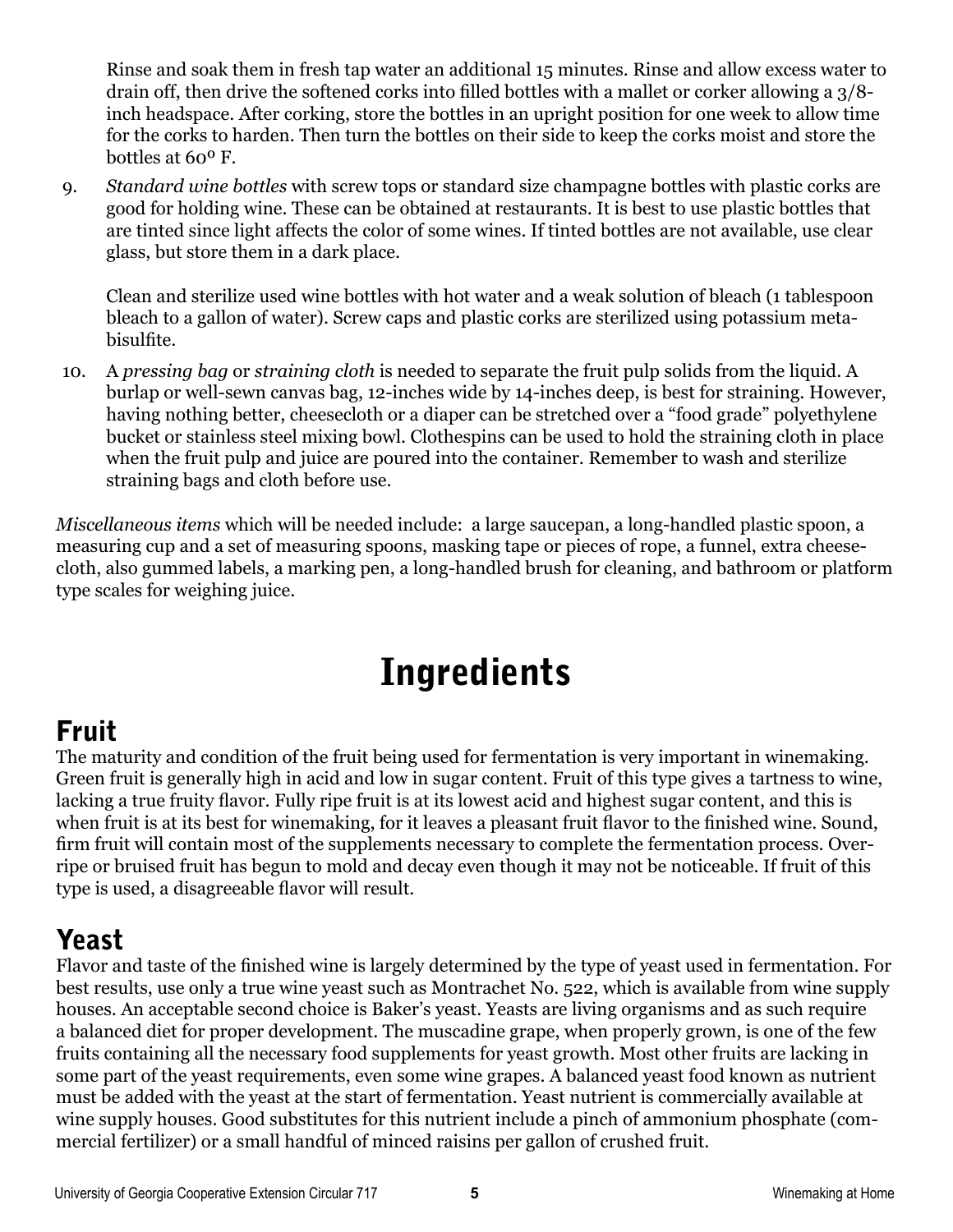Rinse and soak them in fresh tap water an additional 15 minutes. Rinse and allow excess water to drain off, then drive the softened corks into filled bottles with a mallet or corker allowing a 3/8-inch headspace. After corking, store the bottles in an upright position for one week to allow time for the corks to harden. Then turn the bottles on their side to keep the corks moist and store the bottles at 60º F.

9. *Standard wine bottles* with screw tops or standard size champagne bottles with plastic corks are good for holding wine. These can be obtained at restaurants. It is best to use plastic bottles that are tinted since light affects the color of some wines. If tinted bottles are not available, use clear glass, but store them in a dark place.

   Clean and sterilize used wine bottles with hot water and a weak solution of bleach (1 tablespoon bleach to a gallon of water). Screw caps and plastic corks are sterilized using potassium meta-bisulfite.

10. A *pressing bag* or *straining cloth* is needed to separate the fruit pulp solids from the liquid. A burlap or well-sewn canvas bag, 12-inches wide by 14-inches deep, is best for straining. However, having nothing better, cheesecloth or a diaper can be stretched over a "food grade" polyethylene bucket or stainless steel mixing bowl. Clothespins can be used to hold the straining cloth in place when the fruit pulp and juice are poured into the container. Remember to wash and sterilize straining bags and cloth before use.

*Miscellaneous items* which will be needed include: a large saucepan, a long-handled plastic spoon, a measuring cup and a set of measuring spoons, masking tape or pieces of rope, a funnel, extra cheese-cloth, also gummed labels, a marking pen, a long-handled brush for cleaning, and bathroom or platform type scales for weighing juice.

# Ingredients

## Fruit

The maturity and condition of the fruit being used for fermentation is very important in winemaking. Green fruit is generally high in acid and low in sugar content. Fruit of this type gives a tartness to wine, lacking a true fruity flavor. Fully ripe fruit is at its lowest acid and highest sugar content, and this is when fruit is at its best for winemaking, for it leaves a pleasant fruit flavor to the finished wine. Sound, firm fruit will contain most of the supplements necessary to complete the fermentation process. Over-ripe or bruised fruit has begun to mold and decay even though it may not be noticeable. If fruit of this type is used, a disagreeable flavor will result.

## Yeast

Flavor and taste of the finished wine is largely determined by the type of yeast used in fermentation. For best results, use only a true wine yeast such as Montrachet No. 522, which is available from wine supply houses. An acceptable second choice is Baker's yeast. Yeasts are living organisms and as such require a balanced diet for proper development. The muscadine grape, when properly grown, is one of the few fruits containing all the necessary food supplements for yeast growth. Most other fruits are lacking in some part of the yeast requirements, even some wine grapes. A balanced yeast food known as nutrient must be added with the yeast at the start of fermentation. Yeast nutrient is commercially available at wine supply houses. Good substitutes for this nutrient include a pinch of ammonium phosphate (commercial fertilizer) or a small handful of minced raisins per gallon of crushed fruit.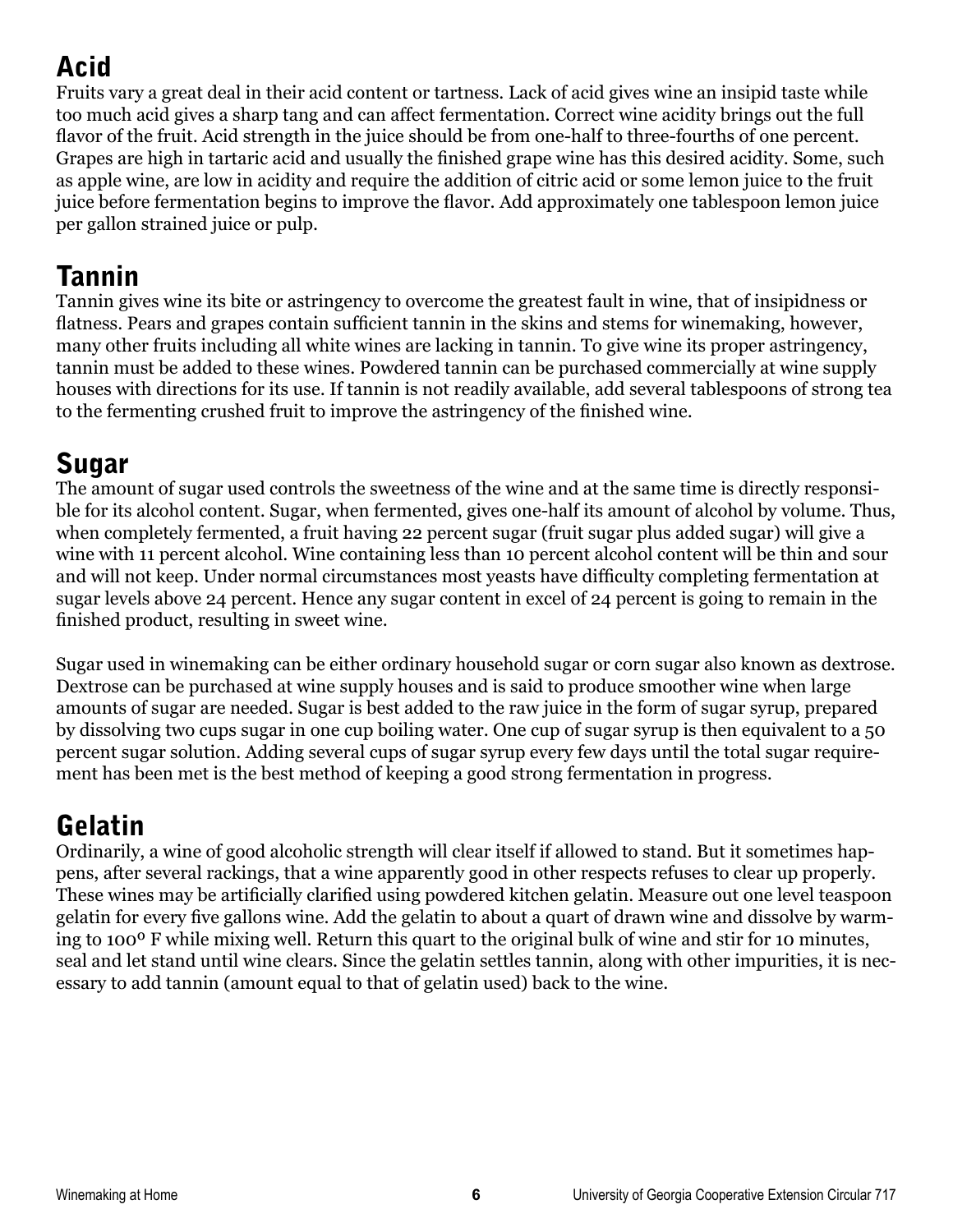## Acid

Fruits vary a great deal in their acid content or tartness. Lack of acid gives wine an insipid taste while too much acid gives a sharp tang and can affect fermentation. Correct wine acidity brings out the full flavor of the fruit. Acid strength in the juice should be from one-half to three-fourths of one percent. Grapes are high in tartaric acid and usually the finished grape wine has this desired acidity. Some, such as apple wine, are low in acidity and require the addition of citric acid or some lemon juice to the fruit juice before fermentation begins to improve the flavor. Add approximately one tablespoon lemon juice per gallon strained juice or pulp.

## Tannin

Tannin gives wine its bite or astringency to overcome the greatest fault in wine, that of insipidness or flatness. Pears and grapes contain sufficient tannin in the skins and stems for winemaking, however, many other fruits including all white wines are lacking in tannin. To give wine its proper astringency, tannin must be added to these wines. Powdered tannin can be purchased commercially at wine supply houses with directions for its use. If tannin is not readily available, add several tablespoons of strong tea to the fermenting crushed fruit to improve the astringency of the finished wine.

## Sugar

The amount of sugar used controls the sweetness of the wine and at the same time is directly responsible for its alcohol content. Sugar, when fermented, gives one-half its amount of alcohol by volume. Thus, when completely fermented, a fruit having 22 percent sugar (fruit sugar plus added sugar) will give a wine with 11 percent alcohol. Wine containing less than 10 percent alcohol content will be thin and sour and will not keep. Under normal circumstances most yeasts have difficulty completing fermentation at sugar levels above 24 percent. Hence any sugar content in excel of 24 percent is going to remain in the finished product, resulting in sweet wine.

Sugar used in winemaking can be either ordinary household sugar or corn sugar also known as dextrose. Dextrose can be purchased at wine supply houses and is said to produce smoother wine when large amounts of sugar are needed. Sugar is best added to the raw juice in the form of sugar syrup, prepared by dissolving two cups sugar in one cup boiling water. One cup of sugar syrup is then equivalent to a 50 percent sugar solution. Adding several cups of sugar syrup every few days until the total sugar requirement has been met is the best method of keeping a good strong fermentation in progress.

## Gelatin

Ordinarily, a wine of good alcoholic strength will clear itself if allowed to stand. But it sometimes happens, after several rackings, that a wine apparently good in other respects refuses to clear up properly. These wines may be artificially clarified using powdered kitchen gelatin. Measure out one level teaspoon gelatin for every five gallons wine. Add the gelatin to about a quart of drawn wine and dissolve by warming to 100° F while mixing well. Return this quart to the original bulk of wine and stir for 10 minutes, seal and let stand until wine clears. Since the gelatin settles tannin, along with other impurities, it is necessary to add tannin (amount equal to that of gelatin used) back to the wine.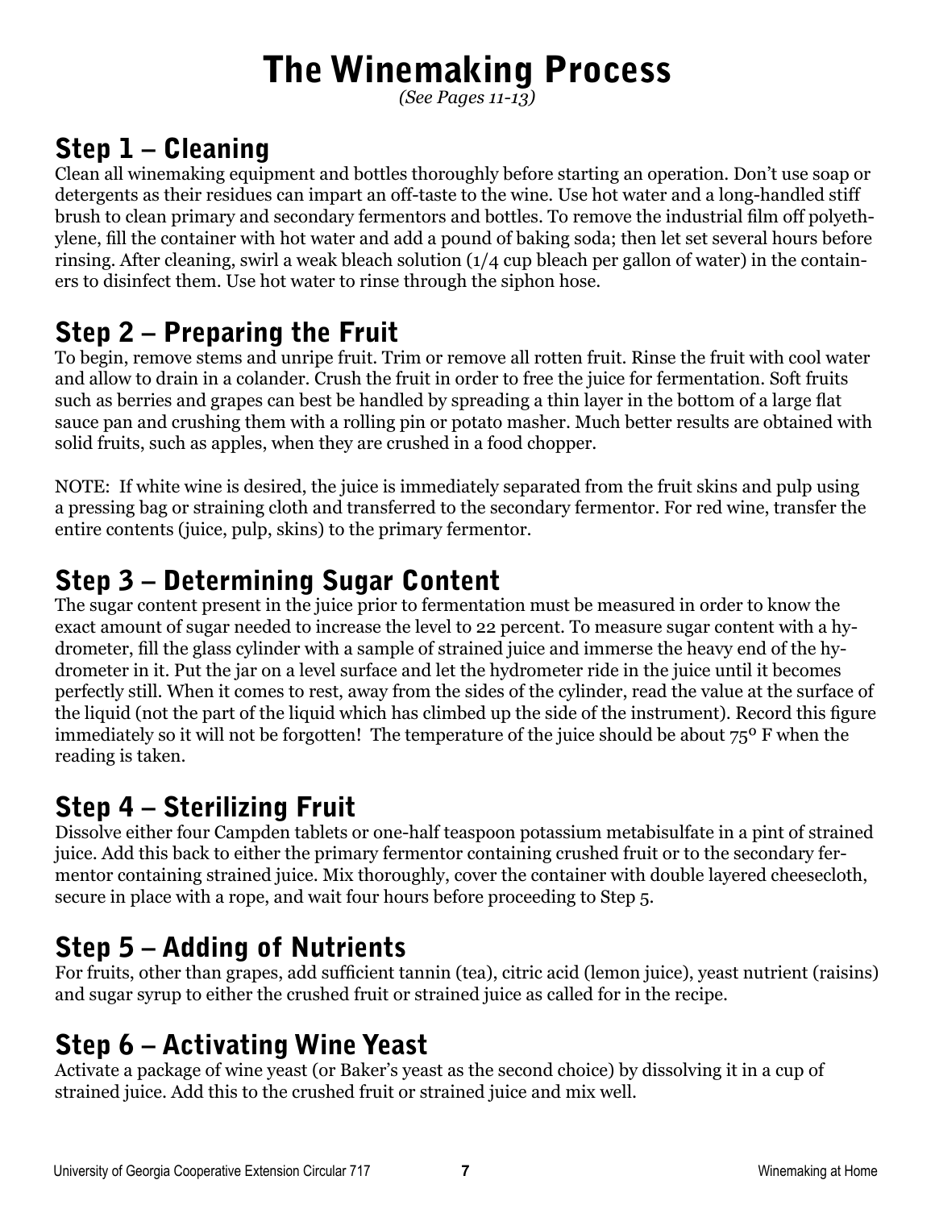# The Winemaking Process

*(See Pages 11-13)*

## Step 1 – Cleaning

Clean all winemaking equipment and bottles thoroughly before starting an operation. Don't use soap or detergents as their residues can impart an off-taste to the wine. Use hot water and a long-handled stiff brush to clean primary and secondary fermentors and bottles. To remove the industrial film off polyethylene, fill the container with hot water and add a pound of baking soda; then let set several hours before rinsing. After cleaning, swirl a weak bleach solution (1/4 cup bleach per gallon of water) in the containers to disinfect them. Use hot water to rinse through the siphon hose.

## Step 2 – Preparing the Fruit

To begin, remove stems and unripe fruit. Trim or remove all rotten fruit. Rinse the fruit with cool water and allow to drain in a colander. Crush the fruit in order to free the juice for fermentation. Soft fruits such as berries and grapes can best be handled by spreading a thin layer in the bottom of a large flat sauce pan and crushing them with a rolling pin or potato masher. Much better results are obtained with solid fruits, such as apples, when they are crushed in a food chopper.

NOTE: If white wine is desired, the juice is immediately separated from the fruit skins and pulp using a pressing bag or straining cloth and transferred to the secondary fermentor. For red wine, transfer the entire contents (juice, pulp, skins) to the primary fermentor.

## Step 3 – Determining Sugar Content

The sugar content present in the juice prior to fermentation must be measured in order to know the exact amount of sugar needed to increase the level to 22 percent. To measure sugar content with a hydrometer, fill the glass cylinder with a sample of strained juice and immerse the heavy end of the hydrometer in it. Put the jar on a level surface and let the hydrometer ride in the juice until it becomes perfectly still. When it comes to rest, away from the sides of the cylinder, read the value at the surface of the liquid (not the part of the liquid which has climbed up the side of the instrument). Record this figure immediately so it will not be forgotten! The temperature of the juice should be about 75° F when the reading is taken.

## Step 4 – Sterilizing Fruit

Dissolve either four Campden tablets or one-half teaspoon potassium metabisulfate in a pint of strained juice. Add this back to either the primary fermentor containing crushed fruit or to the secondary fermentor containing strained juice. Mix thoroughly, cover the container with double layered cheesecloth, secure in place with a rope, and wait four hours before proceeding to Step 5.

## Step 5 – Adding of Nutrients

For fruits, other than grapes, add sufficient tannin (tea), citric acid (lemon juice), yeast nutrient (raisins) and sugar syrup to either the crushed fruit or strained juice as called for in the recipe.

## Step 6 – Activating Wine Yeast

Activate a package of wine yeast (or Baker's yeast as the second choice) by dissolving it in a cup of strained juice. Add this to the crushed fruit or strained juice and mix well.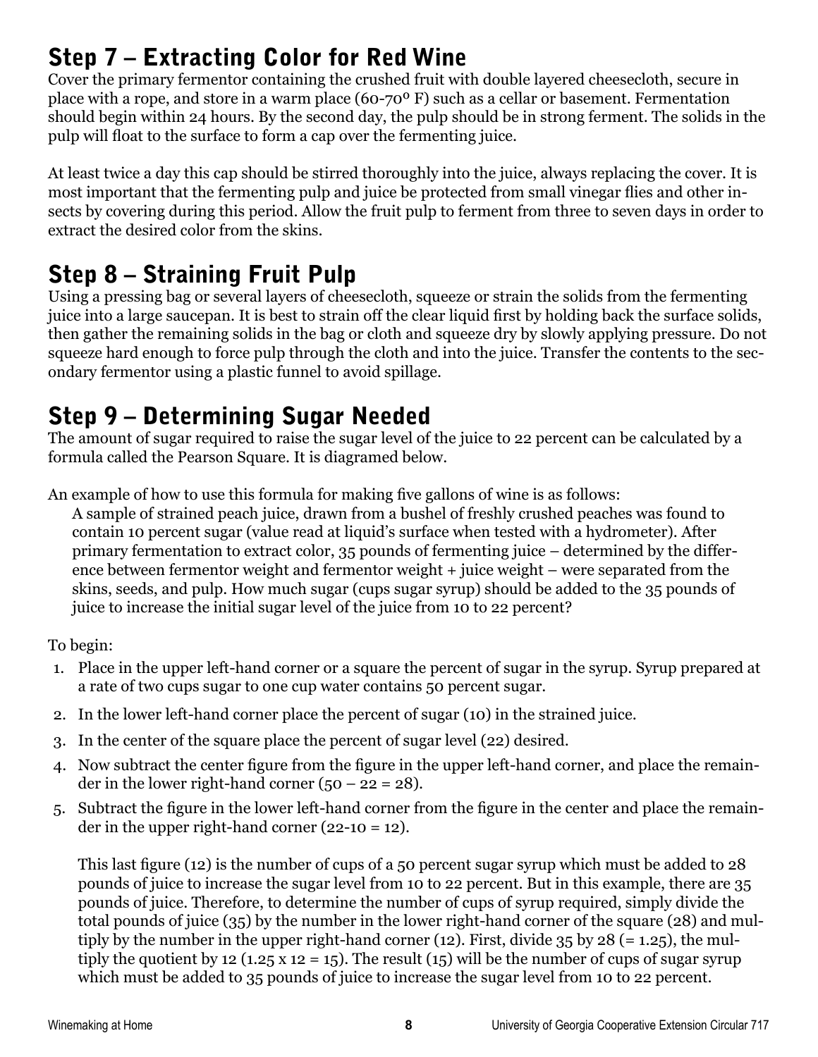## Step 7 – Extracting Color for Red Wine

Cover the primary fermentor containing the crushed fruit with double layered cheesecloth, secure in place with a rope, and store in a warm place (60-70° F) such as a cellar or basement. Fermentation should begin within 24 hours. By the second day, the pulp should be in strong ferment. The solids in the pulp will float to the surface to form a cap over the fermenting juice.

At least twice a day this cap should be stirred thoroughly into the juice, always replacing the cover. It is most important that the fermenting pulp and juice be protected from small vinegar flies and other insects by covering during this period. Allow the fruit pulp to ferment from three to seven days in order to extract the desired color from the skins.

## Step 8 – Straining Fruit Pulp

Using a pressing bag or several layers of cheesecloth, squeeze or strain the solids from the fermenting juice into a large saucepan. It is best to strain off the clear liquid first by holding back the surface solids, then gather the remaining solids in the bag or cloth and squeeze dry by slowly applying pressure. Do not squeeze hard enough to force pulp through the cloth and into the juice. Transfer the contents to the secondary fermentor using a plastic funnel to avoid spillage.

## Step 9 – Determining Sugar Needed

The amount of sugar required to raise the sugar level of the juice to 22 percent can be calculated by a formula called the Pearson Square. It is diagramed below.

An example of how to use this formula for making five gallons of wine is as follows:

> A sample of strained peach juice, drawn from a bushel of freshly crushed peaches was found to contain 10 percent sugar (value read at liquid's surface when tested with a hydrometer). After primary fermentation to extract color, 35 pounds of fermenting juice – determined by the difference between fermentor weight and fermentor weight + juice weight – were separated from the skins, seeds, and pulp. How much sugar (cups sugar syrup) should be added to the 35 pounds of juice to increase the initial sugar level of the juice from 10 to 22 percent?

To begin:

1. Place in the upper left-hand corner or a square the percent of sugar in the syrup. Syrup prepared at a rate of two cups sugar to one cup water contains 50 percent sugar.
2. In the lower left-hand corner place the percent of sugar (10) in the strained juice.
3. In the center of the square place the percent of sugar level (22) desired.
4. Now subtract the center figure from the figure in the upper left-hand corner, and place the remainder in the lower right-hand corner (50 – 22 = 28).
5. Subtract the figure in the lower left-hand corner from the figure in the center and place the remainder in the upper right-hand corner (22-10 = 12).

   This last figure (12) is the number of cups of a 50 percent sugar syrup which must be added to 28 pounds of juice to increase the sugar level from 10 to 22 percent. But in this example, there are 35 pounds of juice. Therefore, to determine the number of cups of syrup required, simply divide the total pounds of juice (35) by the number in the lower right-hand corner of the square (28) and multiply by the number in the upper right-hand corner (12). First, divide 35 by 28 (= 1.25), the multiply the quotient by 12 (1.25 x 12 = 15). The result (15) will be the number of cups of sugar syrup which must be added to 35 pounds of juice to increase the sugar level from 10 to 22 percent.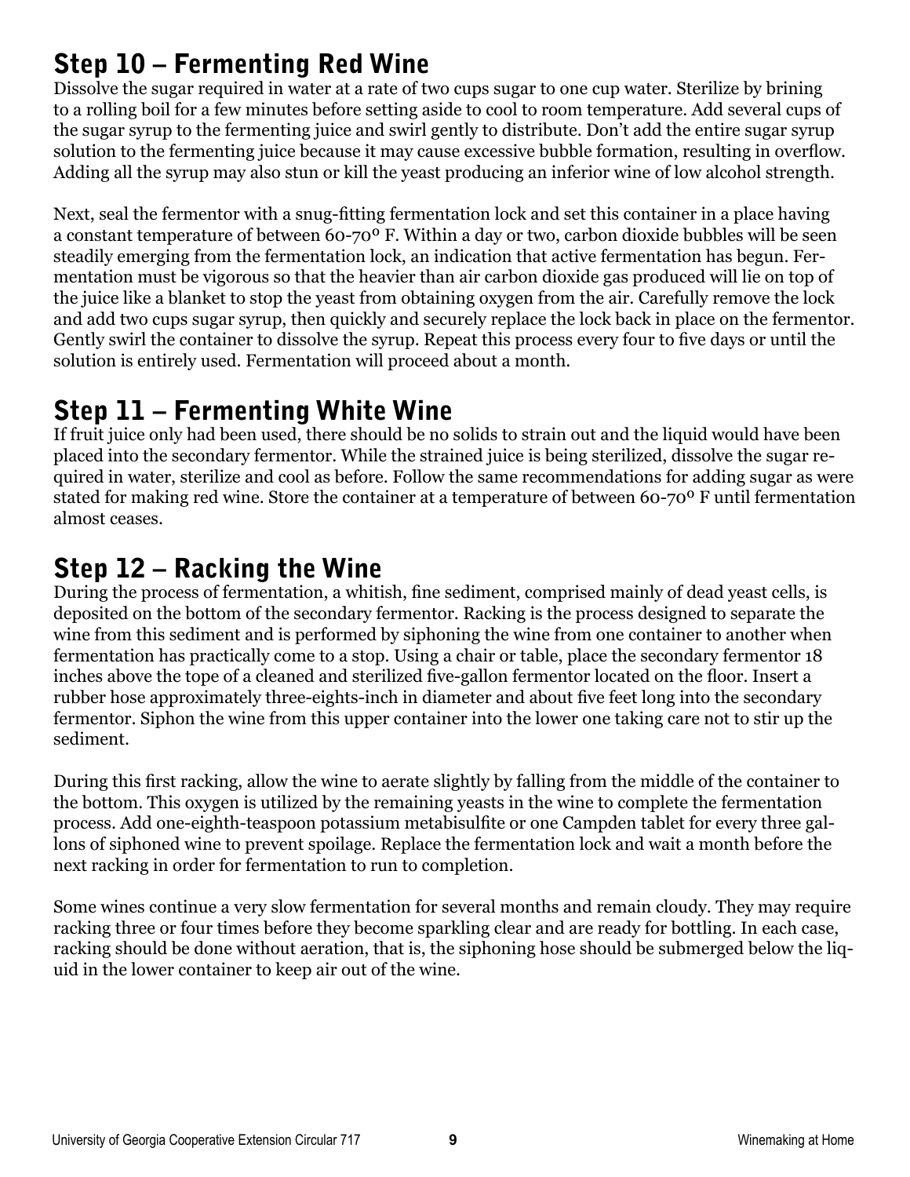## Step 10 – Fermenting Red Wine

Dissolve the sugar required in water at a rate of two cups sugar to one cup water. Sterilize by brining to a rolling boil for a few minutes before setting aside to cool to room temperature. Add several cups of the sugar syrup to the fermenting juice and swirl gently to distribute. Don't add the entire sugar syrup solution to the fermenting juice because it may cause excessive bubble formation, resulting in overflow. Adding all the syrup may also stun or kill the yeast producing an inferior wine of low alcohol strength.

Next, seal the fermentor with a snug-fitting fermentation lock and set this container in a place having a constant temperature of between 60-70° F. Within a day or two, carbon dioxide bubbles will be seen steadily emerging from the fermentation lock, an indication that active fermentation has begun. Fermentation must be vigorous so that the heavier than air carbon dioxide gas produced will lie on top of the juice like a blanket to stop the yeast from obtaining oxygen from the air. Carefully remove the lock and add two cups sugar syrup, then quickly and securely replace the lock back in place on the fermentor. Gently swirl the container to dissolve the syrup. Repeat this process every four to five days or until the solution is entirely used. Fermentation will proceed about a month.

## Step 11 – Fermenting White Wine

If fruit juice only had been used, there should be no solids to strain out and the liquid would have been placed into the secondary fermentor. While the strained juice is being sterilized, dissolve the sugar required in water, sterilize and cool as before. Follow the same recommendations for adding sugar as were stated for making red wine. Store the container at a temperature of between 60-70° F until fermentation almost ceases.

## Step 12 – Racking the Wine

During the process of fermentation, a whitish, fine sediment, comprised mainly of dead yeast cells, is deposited on the bottom of the secondary fermentor. Racking is the process designed to separate the wine from this sediment and is performed by siphoning the wine from one container to another when fermentation has practically come to a stop. Using a chair or table, place the secondary fermentor 18 inches above the tope of a cleaned and sterilized five-gallon fermentor located on the floor. Insert a rubber hose approximately three-eights-inch in diameter and about five feet long into the secondary fermentor. Siphon the wine from this upper container into the lower one taking care not to stir up the sediment.

During this first racking, allow the wine to aerate slightly by falling from the middle of the container to the bottom. This oxygen is utilized by the remaining yeasts in the wine to complete the fermentation process. Add one-eighth-teaspoon potassium metabisulfite or one Campden tablet for every three gallons of siphoned wine to prevent spoilage. Replace the fermentation lock and wait a month before the next racking in order for fermentation to run to completion.

Some wines continue a very slow fermentation for several months and remain cloudy. They may require racking three or four times before they become sparkling clear and are ready for bottling. In each case, racking should be done without aeration, that is, the siphoning hose should be submerged below the liquid in the lower container to keep air out of the wine.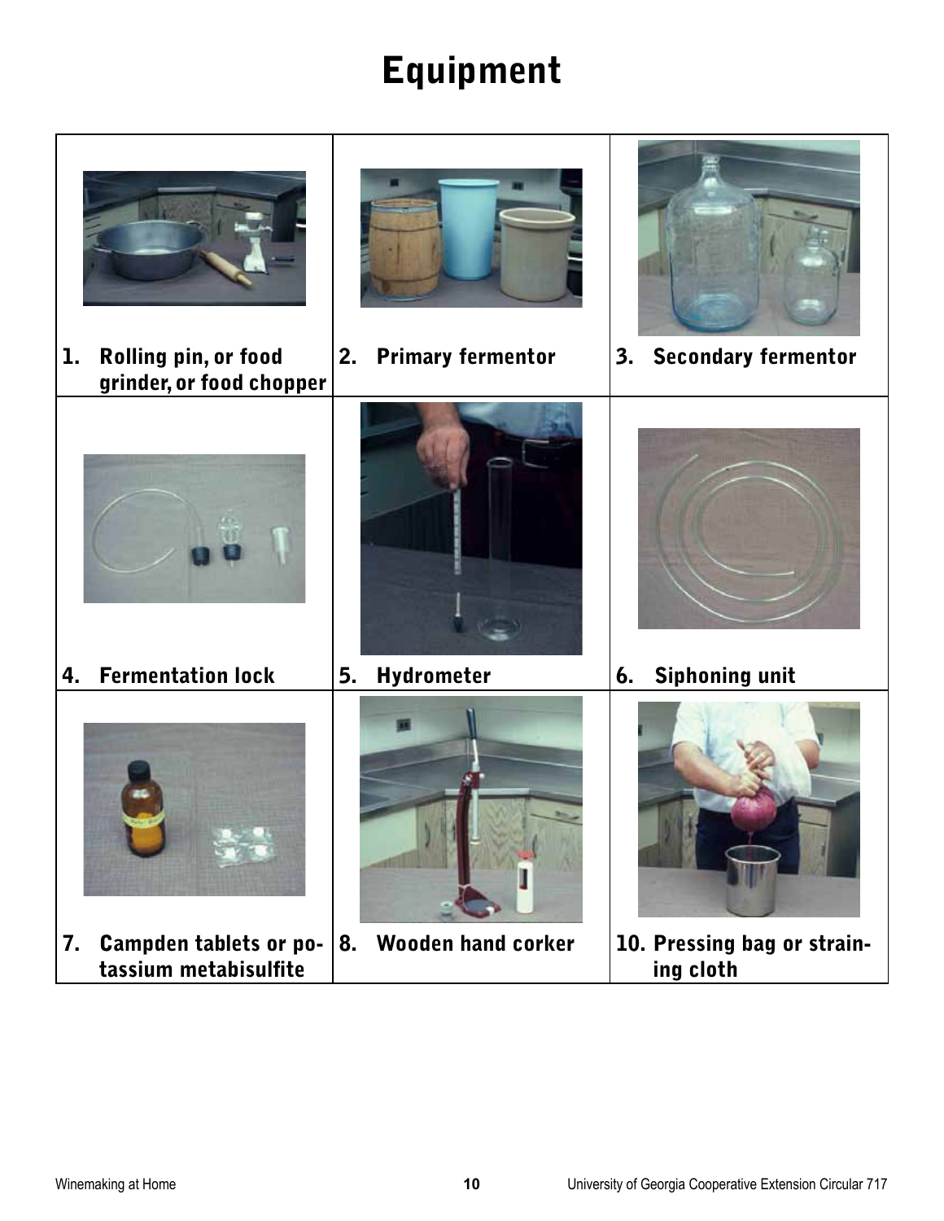# Equipment

| | | |
|---|---|---|
| 1. Rolling pin, or food grinder, or food chopper | 2. Primary fermentor | 3. Secondary fermentor |
| 4. Fermentation lock | 5. Hydrometer | 6. Siphoning unit |
| 7. Campden tablets or potassium metabisulfite | 8. Wooden hand corker | 10. Pressing bag or straining cloth |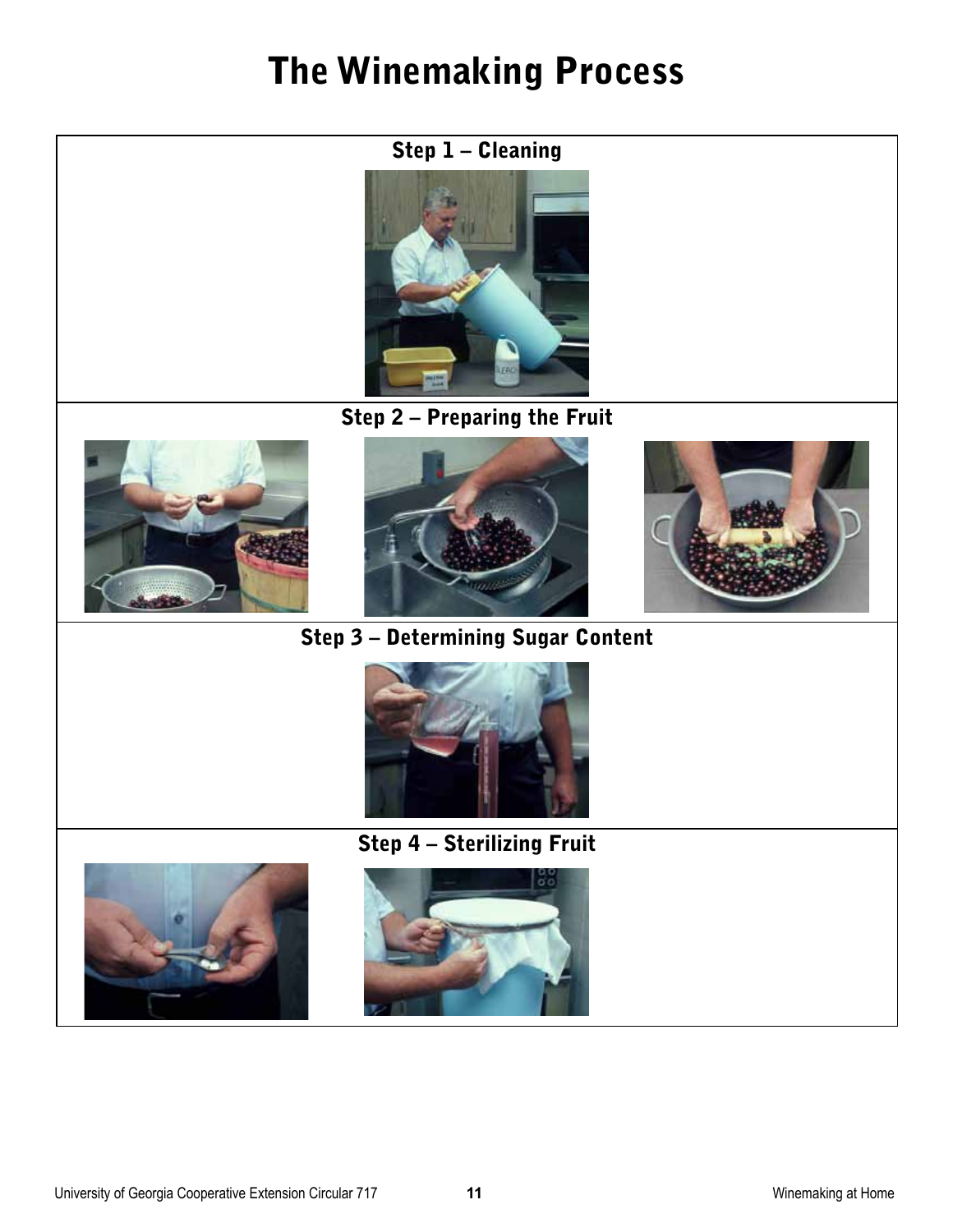# The Winemaking Process

## Step 1 – Cleaning

## Step 2 – Preparing the Fruit

## Step 3 – Determining Sugar Content

## Step 4 – Sterilizing Fruit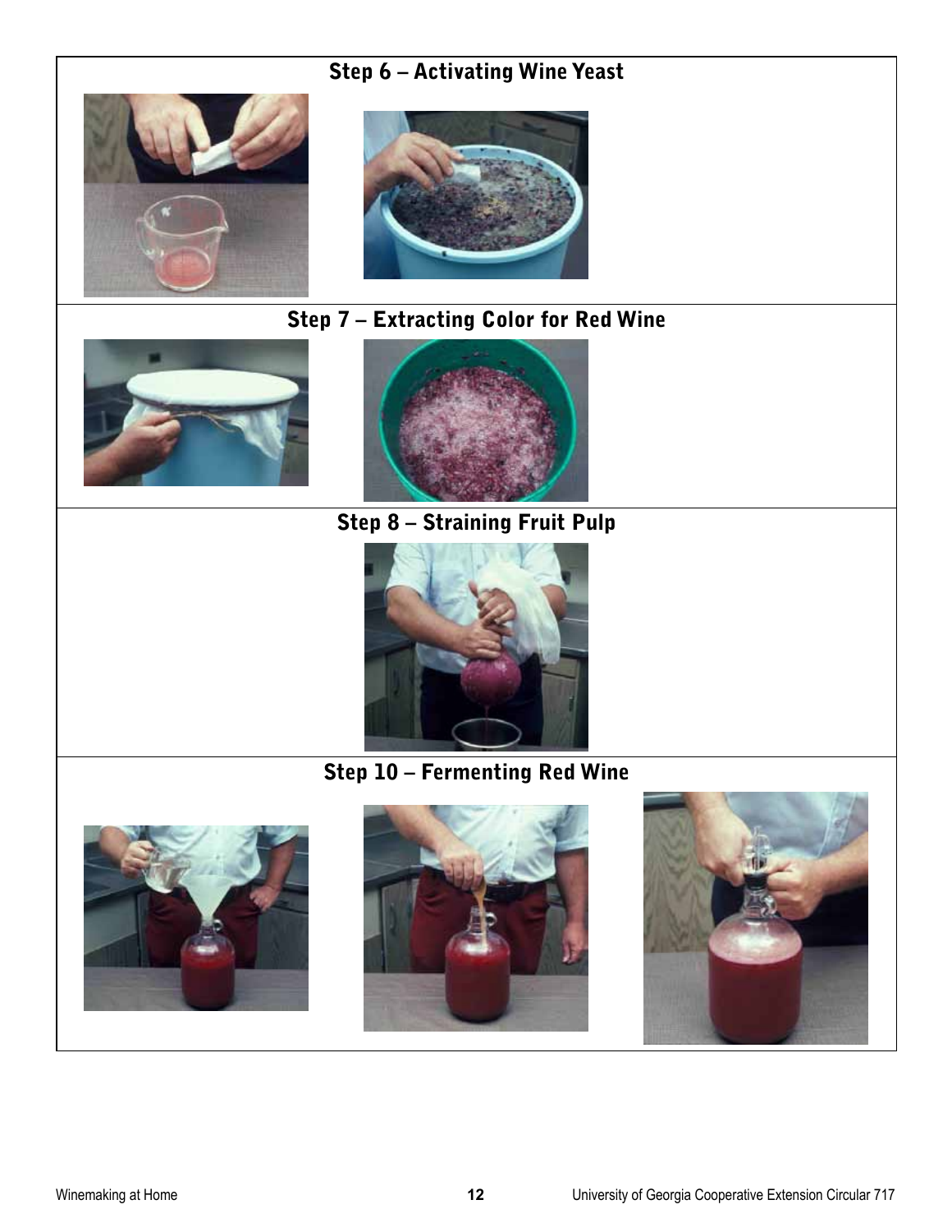## Step 6 – Activating Wine Yeast

## Step 7 – Extracting Color for Red Wine

## Step 8 – Straining Fruit Pulp

## Step 10 – Fermenting Red Wine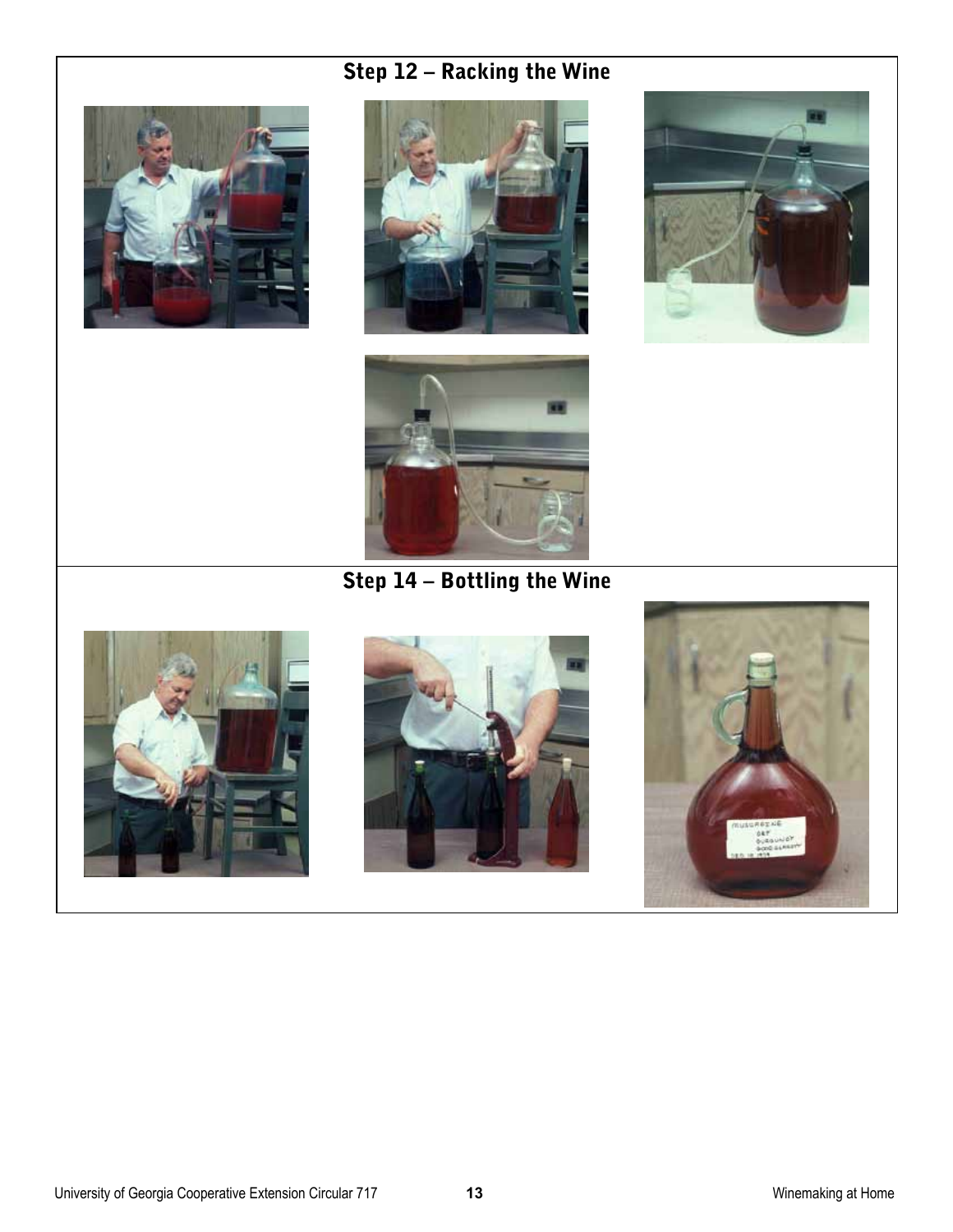## Step 12 – Racking the Wine

## Step 14 – Bottling the Wine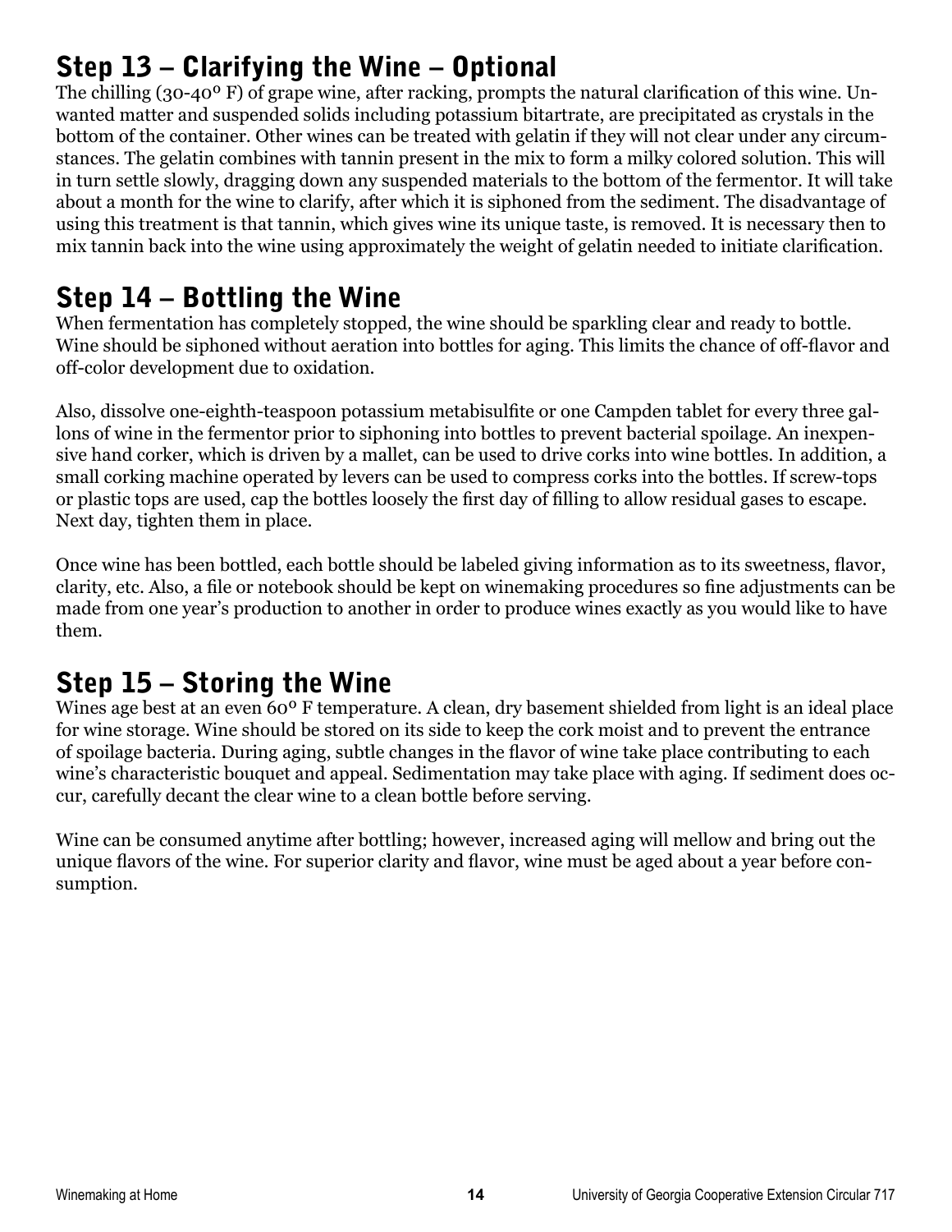## Step 13 – Clarifying the Wine – Optional

The chilling (30-40º F) of grape wine, after racking, prompts the natural clarification of this wine. Unwanted matter and suspended solids including potassium bitartrate, are precipitated as crystals in the bottom of the container. Other wines can be treated with gelatin if they will not clear under any circumstances. The gelatin combines with tannin present in the mix to form a milky colored solution. This will in turn settle slowly, dragging down any suspended materials to the bottom of the fermentor. It will take about a month for the wine to clarify, after which it is siphoned from the sediment. The disadvantage of using this treatment is that tannin, which gives wine its unique taste, is removed. It is necessary then to mix tannin back into the wine using approximately the weight of gelatin needed to initiate clarification.

## Step 14 – Bottling the Wine

When fermentation has completely stopped, the wine should be sparkling clear and ready to bottle. Wine should be siphoned without aeration into bottles for aging. This limits the chance of off-flavor and off-color development due to oxidation.

Also, dissolve one-eighth-teaspoon potassium metabisulfite or one Campden tablet for every three gallons of wine in the fermentor prior to siphoning into bottles to prevent bacterial spoilage. An inexpensive hand corker, which is driven by a mallet, can be used to drive corks into wine bottles. In addition, a small corking machine operated by levers can be used to compress corks into the bottles. If screw-tops or plastic tops are used, cap the bottles loosely the first day of filling to allow residual gases to escape. Next day, tighten them in place.

Once wine has been bottled, each bottle should be labeled giving information as to its sweetness, flavor, clarity, etc. Also, a file or notebook should be kept on winemaking procedures so fine adjustments can be made from one year's production to another in order to produce wines exactly as you would like to have them.

## Step 15 – Storing the Wine

Wines age best at an even 60º F temperature. A clean, dry basement shielded from light is an ideal place for wine storage. Wine should be stored on its side to keep the cork moist and to prevent the entrance of spoilage bacteria. During aging, subtle changes in the flavor of wine take place contributing to each wine's characteristic bouquet and appeal. Sedimentation may take place with aging. If sediment does occur, carefully decant the clear wine to a clean bottle before serving.

Wine can be consumed anytime after bottling; however, increased aging will mellow and bring out the unique flavors of the wine. For superior clarity and flavor, wine must be aged about a year before consumption.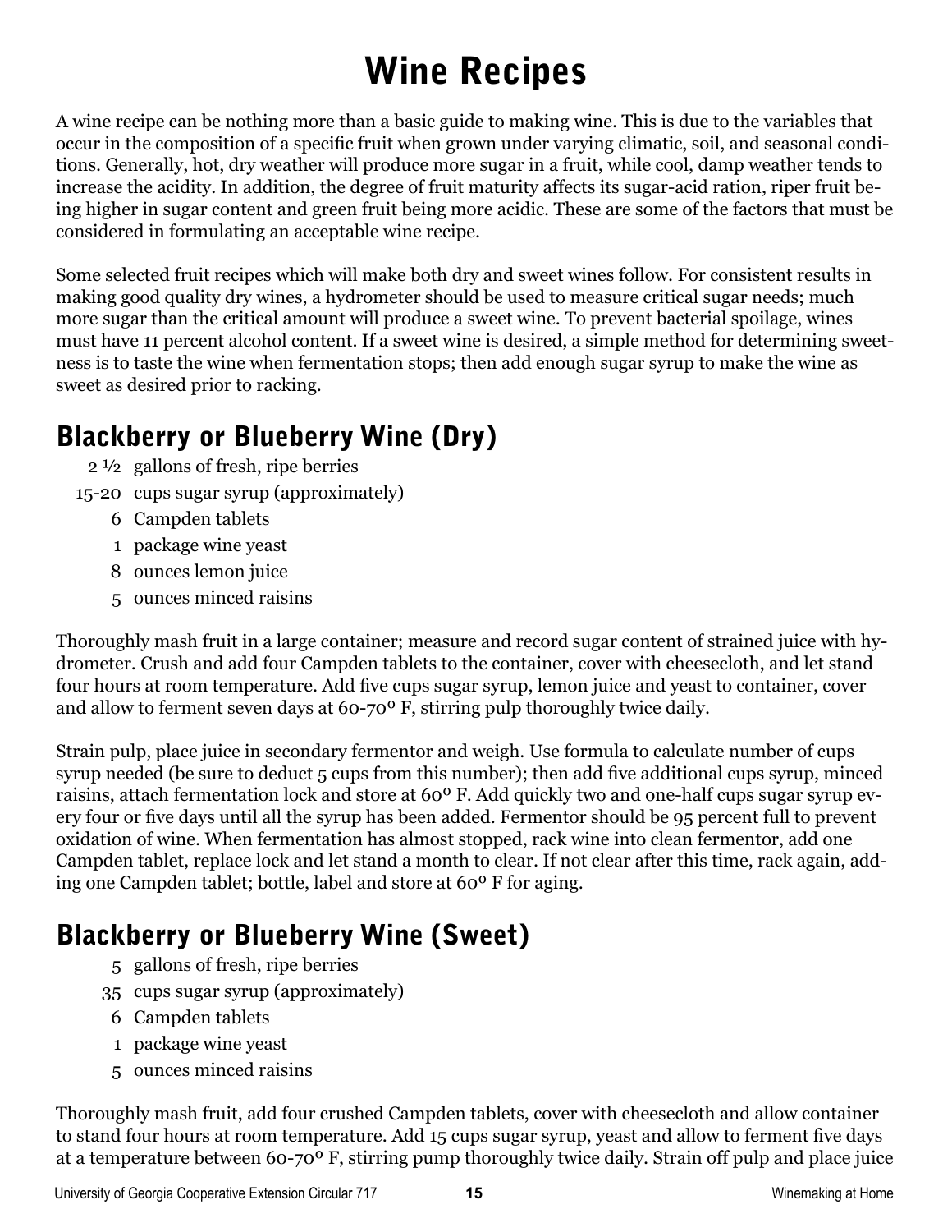# Wine Recipes

A wine recipe can be nothing more than a basic guide to making wine. This is due to the variables that occur in the composition of a specific fruit when grown under varying climatic, soil, and seasonal conditions. Generally, hot, dry weather will produce more sugar in a fruit, while cool, damp weather tends to increase the acidity. In addition, the degree of fruit maturity affects its sugar-acid ration, riper fruit being higher in sugar content and green fruit being more acidic. These are some of the factors that must be considered in formulating an acceptable wine recipe.

Some selected fruit recipes which will make both dry and sweet wines follow. For consistent results in making good quality dry wines, a hydrometer should be used to measure critical sugar needs; much more sugar than the critical amount will produce a sweet wine. To prevent bacterial spoilage, wines must have 11 percent alcohol content. If a sweet wine is desired, a simple method for determining sweetness is to taste the wine when fermentation stops; then add enough sugar syrup to make the wine as sweet as desired prior to racking.

## Blackberry or Blueberry Wine (Dry)

- 2 ½ gallons of fresh, ripe berries
- 15-20 cups sugar syrup (approximately)
- 6 Campden tablets
- 1 package wine yeast
- 8 ounces lemon juice
- 5 ounces minced raisins

Thoroughly mash fruit in a large container; measure and record sugar content of strained juice with hydrometer. Crush and add four Campden tablets to the container, cover with cheesecloth, and let stand four hours at room temperature. Add five cups sugar syrup, lemon juice and yeast to container, cover and allow to ferment seven days at 60-70° F, stirring pulp thoroughly twice daily.

Strain pulp, place juice in secondary fermentor and weigh. Use formula to calculate number of cups syrup needed (be sure to deduct 5 cups from this number); then add five additional cups syrup, minced raisins, attach fermentation lock and store at 60° F. Add quickly two and one-half cups sugar syrup every four or five days until all the syrup has been added. Fermentor should be 95 percent full to prevent oxidation of wine. When fermentation has almost stopped, rack wine into clean fermentor, add one Campden tablet, replace lock and let stand a month to clear. If not clear after this time, rack again, adding one Campden tablet; bottle, label and store at 60° F for aging.

## Blackberry or Blueberry Wine (Sweet)

- 5 gallons of fresh, ripe berries
- 35 cups sugar syrup (approximately)
- 6 Campden tablets
- 1 package wine yeast
- 5 ounces minced raisins

Thoroughly mash fruit, add four crushed Campden tablets, cover with cheesecloth and allow container to stand four hours at room temperature. Add 15 cups sugar syrup, yeast and allow to ferment five days at a temperature between 60-70° F, stirring pump thoroughly twice daily. Strain off pulp and place juice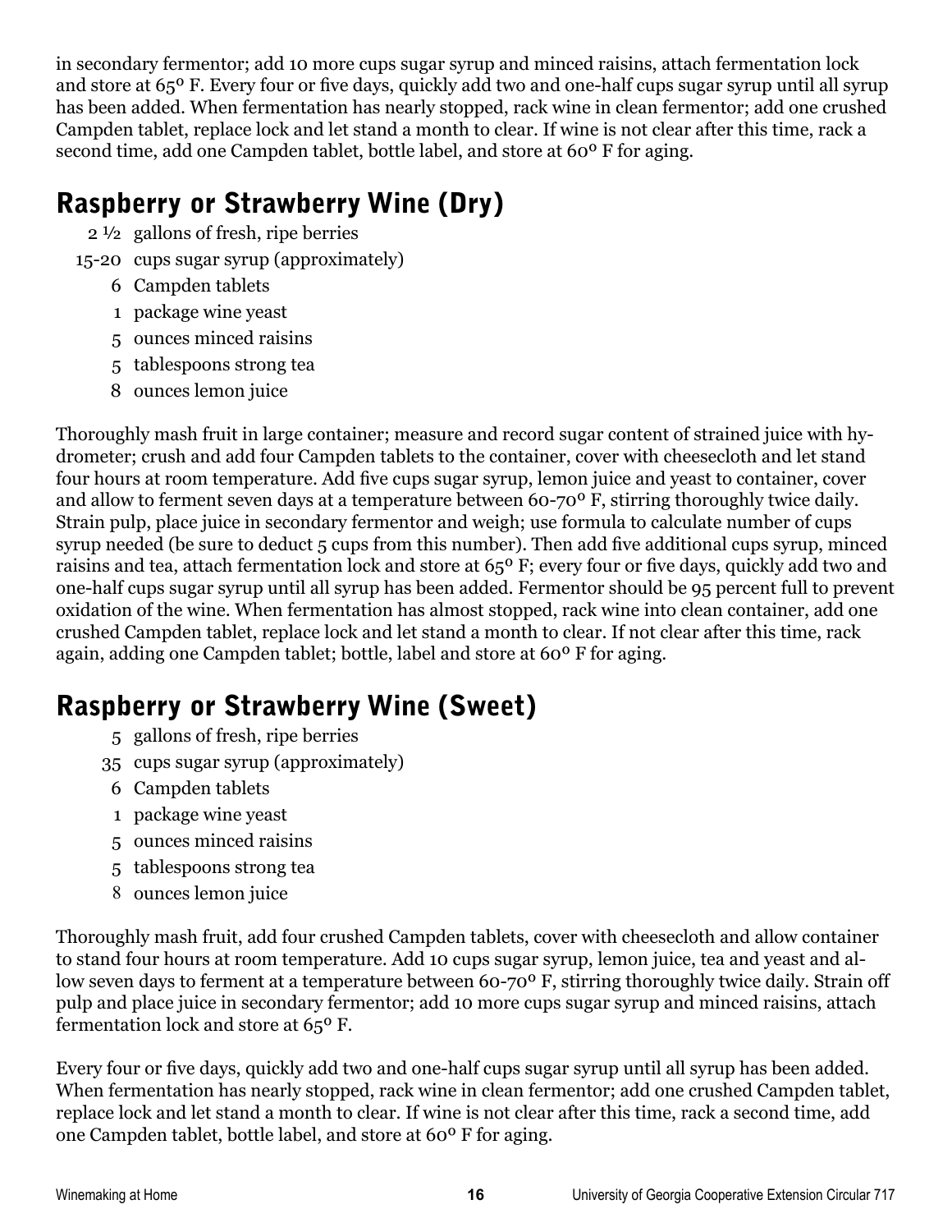in secondary fermentor; add 10 more cups sugar syrup and minced raisins, attach fermentation lock and store at 65º F. Every four or five days, quickly add two and one-half cups sugar syrup until all syrup has been added. When fermentation has nearly stopped, rack wine in clean fermentor; add one crushed Campden tablet, replace lock and let stand a month to clear. If wine is not clear after this time, rack a second time, add one Campden tablet, bottle label, and store at 60º F for aging.

## Raspberry or Strawberry Wine (Dry)

- 2 ½ gallons of fresh, ripe berries
- 15-20 cups sugar syrup (approximately)
- 6 Campden tablets
- 1 package wine yeast
- 5 ounces minced raisins
- 5 tablespoons strong tea
- 8 ounces lemon juice

Thoroughly mash fruit in large container; measure and record sugar content of strained juice with hydrometer; crush and add four Campden tablets to the container, cover with cheesecloth and let stand four hours at room temperature. Add five cups sugar syrup, lemon juice and yeast to container, cover and allow to ferment seven days at a temperature between 60-70º F, stirring thoroughly twice daily. Strain pulp, place juice in secondary fermentor and weigh; use formula to calculate number of cups syrup needed (be sure to deduct 5 cups from this number). Then add five additional cups syrup, minced raisins and tea, attach fermentation lock and store at 65º F; every four or five days, quickly add two and one-half cups sugar syrup until all syrup has been added. Fermentor should be 95 percent full to prevent oxidation of the wine. When fermentation has almost stopped, rack wine into clean container, add one crushed Campden tablet, replace lock and let stand a month to clear. If not clear after this time, rack again, adding one Campden tablet; bottle, label and store at 60º F for aging.

## Raspberry or Strawberry Wine (Sweet)

- 5 gallons of fresh, ripe berries
- 35 cups sugar syrup (approximately)
- 6 Campden tablets
- 1 package wine yeast
- 5 ounces minced raisins
- 5 tablespoons strong tea
- 8 ounces lemon juice

Thoroughly mash fruit, add four crushed Campden tablets, cover with cheesecloth and allow container to stand four hours at room temperature. Add 10 cups sugar syrup, lemon juice, tea and yeast and allow seven days to ferment at a temperature between 60-70º F, stirring thoroughly twice daily. Strain off pulp and place juice in secondary fermentor; add 10 more cups sugar syrup and minced raisins, attach fermentation lock and store at 65º F.

Every four or five days, quickly add two and one-half cups sugar syrup until all syrup has been added. When fermentation has nearly stopped, rack wine in clean fermentor; add one crushed Campden tablet, replace lock and let stand a month to clear. If wine is not clear after this time, rack a second time, add one Campden tablet, bottle label, and store at 60º F for aging.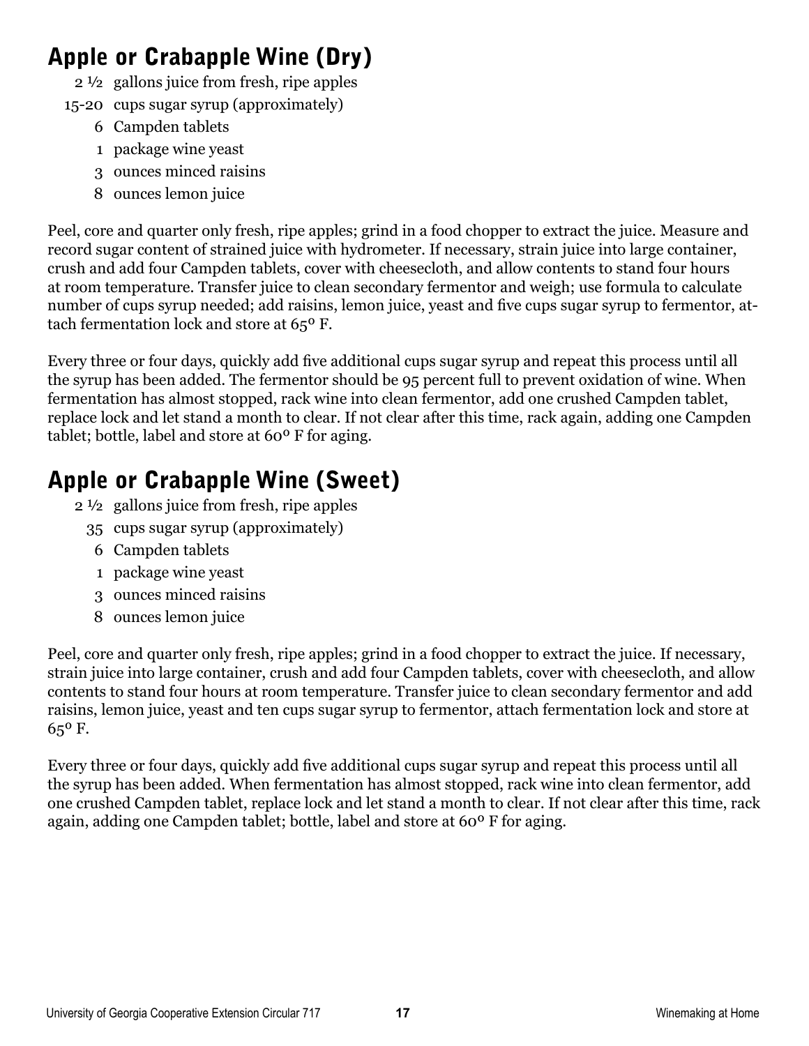## Apple or Crabapple Wine (Dry)

- 2 ½ gallons juice from fresh, ripe apples
- 15-20 cups sugar syrup (approximately)
- 6 Campden tablets
- 1 package wine yeast
- 3 ounces minced raisins
- 8 ounces lemon juice

Peel, core and quarter only fresh, ripe apples; grind in a food chopper to extract the juice. Measure and record sugar content of strained juice with hydrometer. If necessary, strain juice into large container, crush and add four Campden tablets, cover with cheesecloth, and allow contents to stand four hours at room temperature. Transfer juice to clean secondary fermentor and weigh; use formula to calculate number of cups syrup needed; add raisins, lemon juice, yeast and five cups sugar syrup to fermentor, attach fermentation lock and store at 65° F.

Every three or four days, quickly add five additional cups sugar syrup and repeat this process until all the syrup has been added. The fermentor should be 95 percent full to prevent oxidation of wine. When fermentation has almost stopped, rack wine into clean fermentor, add one crushed Campden tablet, replace lock and let stand a month to clear. If not clear after this time, rack again, adding one Campden tablet; bottle, label and store at 60° F for aging.

## Apple or Crabapple Wine (Sweet)

- 2 ½ gallons juice from fresh, ripe apples
- 35 cups sugar syrup (approximately)
- 6 Campden tablets
- 1 package wine yeast
- 3 ounces minced raisins
- 8 ounces lemon juice

Peel, core and quarter only fresh, ripe apples; grind in a food chopper to extract the juice. If necessary, strain juice into large container, crush and add four Campden tablets, cover with cheesecloth, and allow contents to stand four hours at room temperature. Transfer juice to clean secondary fermentor and add raisins, lemon juice, yeast and ten cups sugar syrup to fermentor, attach fermentation lock and store at 65° F.

Every three or four days, quickly add five additional cups sugar syrup and repeat this process until all the syrup has been added. When fermentation has almost stopped, rack wine into clean fermentor, add one crushed Campden tablet, replace lock and let stand a month to clear. If not clear after this time, rack again, adding one Campden tablet; bottle, label and store at 60° F for aging.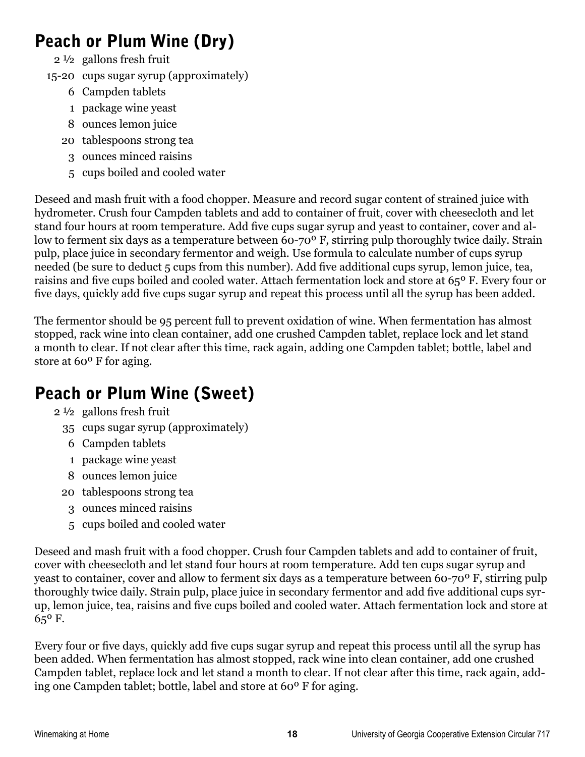## Peach or Plum Wine (Dry)

- 2 ½ gallons fresh fruit
- 15-20 cups sugar syrup (approximately)
- 6 Campden tablets
- 1 package wine yeast
- 8 ounces lemon juice
- 20 tablespoons strong tea
- 3 ounces minced raisins
- 5 cups boiled and cooled water

Deseed and mash fruit with a food chopper. Measure and record sugar content of strained juice with hydrometer. Crush four Campden tablets and add to container of fruit, cover with cheesecloth and let stand four hours at room temperature. Add five cups sugar syrup and yeast to container, cover and allow to ferment six days as a temperature between 60-70º F, stirring pulp thoroughly twice daily. Strain pulp, place juice in secondary fermentor and weigh. Use formula to calculate number of cups syrup needed (be sure to deduct 5 cups from this number). Add five additional cups syrup, lemon juice, tea, raisins and five cups boiled and cooled water. Attach fermentation lock and store at 65º F. Every four or five days, quickly add five cups sugar syrup and repeat this process until all the syrup has been added.

The fermentor should be 95 percent full to prevent oxidation of wine. When fermentation has almost stopped, rack wine into clean container, add one crushed Campden tablet, replace lock and let stand a month to clear. If not clear after this time, rack again, adding one Campden tablet; bottle, label and store at 60º F for aging.

## Peach or Plum Wine (Sweet)

- 2 ½ gallons fresh fruit
- 35 cups sugar syrup (approximately)
- 6 Campden tablets
- 1 package wine yeast
- 8 ounces lemon juice
- 20 tablespoons strong tea
- 3 ounces minced raisins
- 5 cups boiled and cooled water

Deseed and mash fruit with a food chopper. Crush four Campden tablets and add to container of fruit, cover with cheesecloth and let stand four hours at room temperature. Add ten cups sugar syrup and yeast to container, cover and allow to ferment six days as a temperature between 60-70º F, stirring pulp thoroughly twice daily. Strain pulp, place juice in secondary fermentor and add five additional cups syrup, lemon juice, tea, raisins and five cups boiled and cooled water. Attach fermentation lock and store at 65º F.

Every four or five days, quickly add five cups sugar syrup and repeat this process until all the syrup has been added. When fermentation has almost stopped, rack wine into clean container, add one crushed Campden tablet, replace lock and let stand a month to clear. If not clear after this time, rack again, adding one Campden tablet; bottle, label and store at 60º F for aging.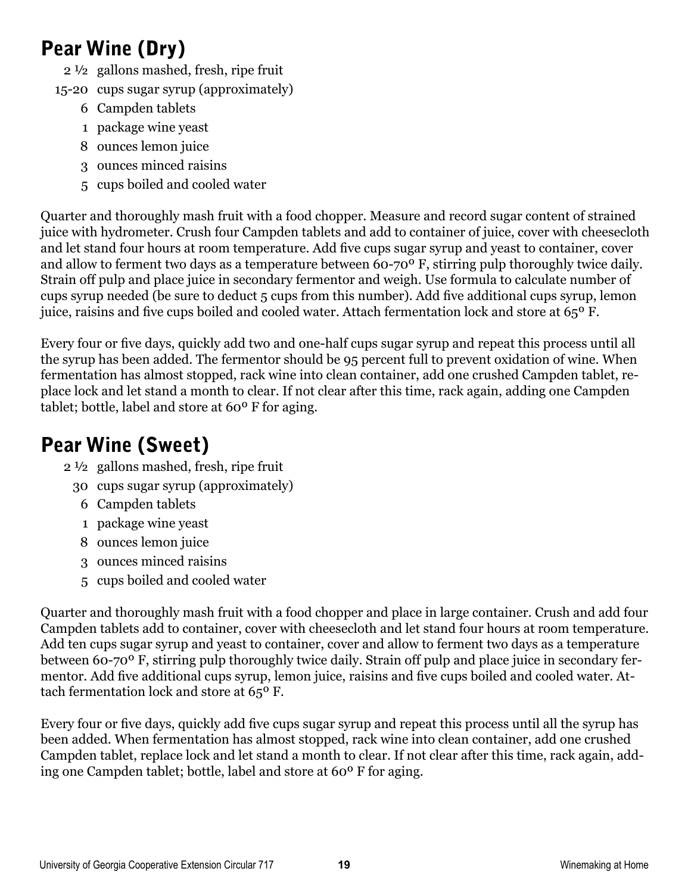## Pear Wine (Dry)

- 2 ½ gallons mashed, fresh, ripe fruit
- 15-20 cups sugar syrup (approximately)
- 6 Campden tablets
- 1 package wine yeast
- 8 ounces lemon juice
- 3 ounces minced raisins
- 5 cups boiled and cooled water

Quarter and thoroughly mash fruit with a food chopper. Measure and record sugar content of strained juice with hydrometer. Crush four Campden tablets and add to container of juice, cover with cheesecloth and let stand four hours at room temperature. Add five cups sugar syrup and yeast to container, cover and allow to ferment two days as a temperature between 60-70° F, stirring pulp thoroughly twice daily. Strain off pulp and place juice in secondary fermentor and weigh. Use formula to calculate number of cups syrup needed (be sure to deduct 5 cups from this number). Add five additional cups syrup, lemon juice, raisins and five cups boiled and cooled water. Attach fermentation lock and store at 65° F.

Every four or five days, quickly add two and one-half cups sugar syrup and repeat this process until all the syrup has been added. The fermentor should be 95 percent full to prevent oxidation of wine. When fermentation has almost stopped, rack wine into clean container, add one crushed Campden tablet, replace lock and let stand a month to clear. If not clear after this time, rack again, adding one Campden tablet; bottle, label and store at 60° F for aging.

## Pear Wine (Sweet)

- 2 ½ gallons mashed, fresh, ripe fruit
- 30 cups sugar syrup (approximately)
- 6 Campden tablets
- 1 package wine yeast
- 8 ounces lemon juice
- 3 ounces minced raisins
- 5 cups boiled and cooled water

Quarter and thoroughly mash fruit with a food chopper and place in large container. Crush and add four Campden tablets add to container, cover with cheesecloth and let stand four hours at room temperature. Add ten cups sugar syrup and yeast to container, cover and allow to ferment two days as a temperature between 60-70° F, stirring pulp thoroughly twice daily. Strain off pulp and place juice in secondary fermentor. Add five additional cups syrup, lemon juice, raisins and five cups boiled and cooled water. Attach fermentation lock and store at 65° F.

Every four or five days, quickly add five cups sugar syrup and repeat this process until all the syrup has been added. When fermentation has almost stopped, rack wine into clean container, add one crushed Campden tablet, replace lock and let stand a month to clear. If not clear after this time, rack again, adding one Campden tablet; bottle, label and store at 60° F for aging.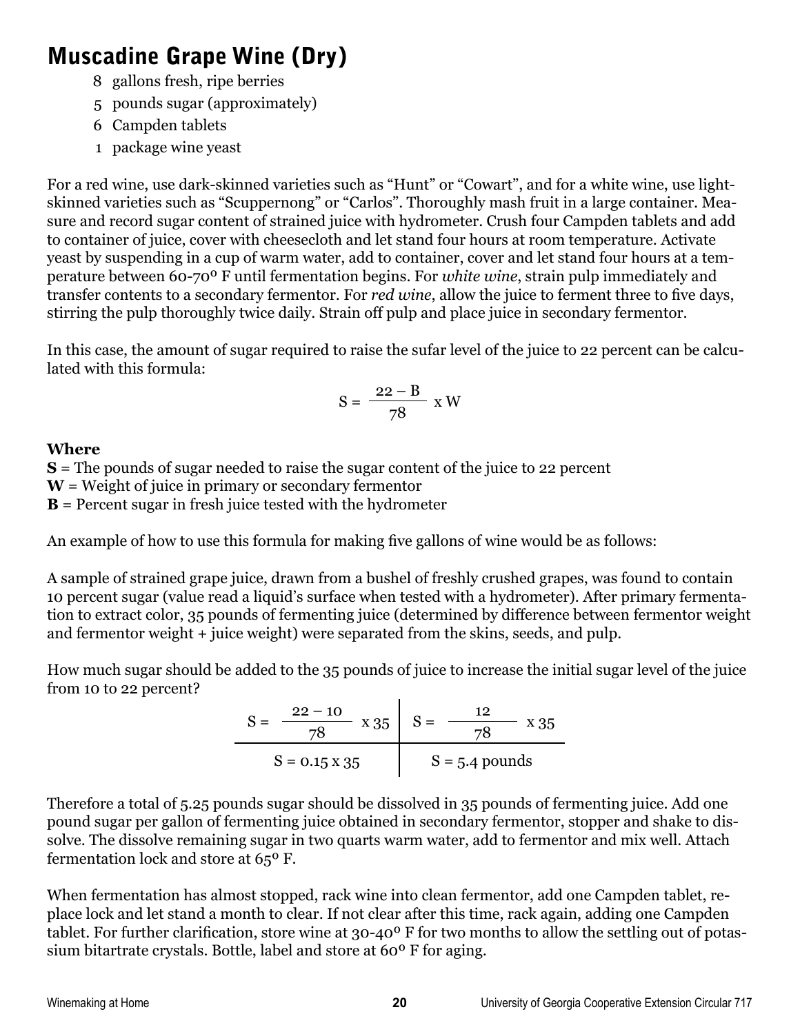# Muscadine Grape Wine (Dry)

- 8 gallons fresh, ripe berries
- 5 pounds sugar (approximately)
- 6 Campden tablets
- 1 package wine yeast

For a red wine, use dark-skinned varieties such as "Hunt" or "Cowart", and for a white wine, use light-skinned varieties such as "Scuppernong" or "Carlos". Thoroughly mash fruit in a large container. Measure and record sugar content of strained juice with hydrometer. Crush four Campden tablets and add to container of juice, cover with cheesecloth and let stand four hours at room temperature. Activate yeast by suspending in a cup of warm water, add to container, cover and let stand four hours at a temperature between 60-70° F until fermentation begins. For *white wine*, strain pulp immediately and transfer contents to a secondary fermentor. For *red wine*, allow the juice to ferment three to five days, stirring the pulp thoroughly twice daily. Strain off pulp and place juice in secondary fermentor.

In this case, the amount of sugar required to raise the sufar level of the juice to 22 percent can be calculated with this formula:

$$S = \frac{22 - B}{78} \times W$$

**Where**

**S** = The pounds of sugar needed to raise the sugar content of the juice to 22 percent
**W** = Weight of juice in primary or secondary fermentor
**B** = Percent sugar in fresh juice tested with the hydrometer

An example of how to use this formula for making five gallons of wine would be as follows:

A sample of strained grape juice, drawn from a bushel of freshly crushed grapes, was found to contain 10 percent sugar (value read a liquid's surface when tested with a hydrometer). After primary fermentation to extract color, 35 pounds of fermenting juice (determined by difference between fermentor weight and fermentor weight + juice weight) were separated from the skins, seeds, and pulp.

How much sugar should be added to the 35 pounds of juice to increase the initial sugar level of the juice from 10 to 22 percent?

| $S = \frac{22 - 10}{78} \times 35$ | $S = \frac{12}{78} \times 35$ |
|---|---|
| $S = 0.15 \times 35$ | $S = 5.4$ pounds |

Therefore a total of 5.25 pounds sugar should be dissolved in 35 pounds of fermenting juice. Add one pound sugar per gallon of fermenting juice obtained in secondary fermentor, stopper and shake to dissolve. The dissolve remaining sugar in two quarts warm water, add to fermentor and mix well. Attach fermentation lock and store at 65° F.

When fermentation has almost stopped, rack wine into clean fermentor, add one Campden tablet, replace lock and let stand a month to clear. If not clear after this time, rack again, adding one Campden tablet. For further clarification, store wine at 30-40° F for two months to allow the settling out of potassium bitartrate crystals. Bottle, label and store at 60° F for aging.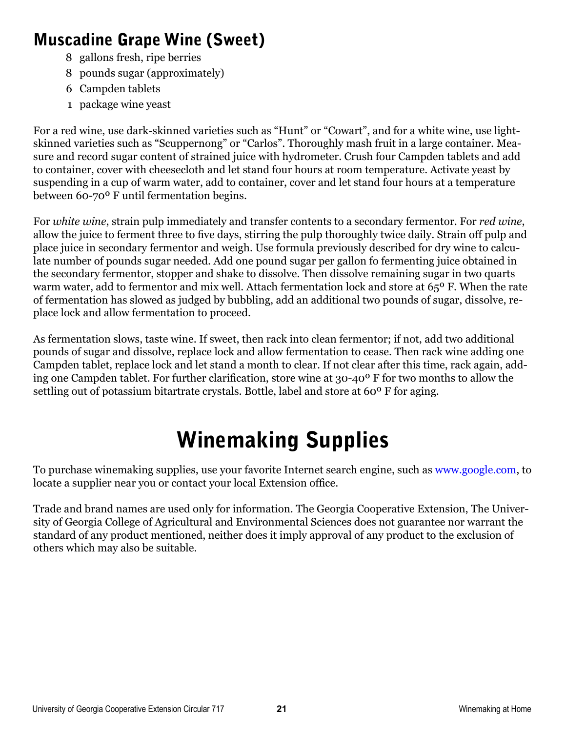## Muscadine Grape Wine (Sweet)

8 gallons fresh, ripe berries
8 pounds sugar (approximately)
6 Campden tablets
1 package wine yeast

For a red wine, use dark-skinned varieties such as "Hunt" or "Cowart", and for a white wine, use light-skinned varieties such as "Scuppernong" or "Carlos". Thoroughly mash fruit in a large container. Measure and record sugar content of strained juice with hydrometer. Crush four Campden tablets and add to container, cover with cheesecloth and let stand four hours at room temperature. Activate yeast by suspending in a cup of warm water, add to container, cover and let stand four hours at a temperature between 60-70º F until fermentation begins.

For *white wine*, strain pulp immediately and transfer contents to a secondary fermentor. For *red wine*, allow the juice to ferment three to five days, stirring the pulp thoroughly twice daily. Strain off pulp and place juice in secondary fermentor and weigh. Use formula previously described for dry wine to calculate number of pounds sugar needed. Add one pound sugar per gallon fo fermenting juice obtained in the secondary fermentor, stopper and shake to dissolve. Then dissolve remaining sugar in two quarts warm water, add to fermentor and mix well. Attach fermentation lock and store at 65º F. When the rate of fermentation has slowed as judged by bubbling, add an additional two pounds of sugar, dissolve, replace lock and allow fermentation to proceed.

As fermentation slows, taste wine. If sweet, then rack into clean fermentor; if not, add two additional pounds of sugar and dissolve, replace lock and allow fermentation to cease. Then rack wine adding one Campden tablet, replace lock and let stand a month to clear. If not clear after this time, rack again, adding one Campden tablet. For further clarification, store wine at 30-40º F for two months to allow the settling out of potassium bitartrate crystals. Bottle, label and store at 60º F for aging.

# Winemaking Supplies

To purchase winemaking supplies, use your favorite Internet search engine, such as www.google.com, to locate a supplier near you or contact your local Extension office.

Trade and brand names are used only for information. The Georgia Cooperative Extension, The University of Georgia College of Agricultural and Environmental Sciences does not guarantee nor warrant the standard of any product mentioned, neither does it imply approval of any product to the exclusion of others which may also be suitable.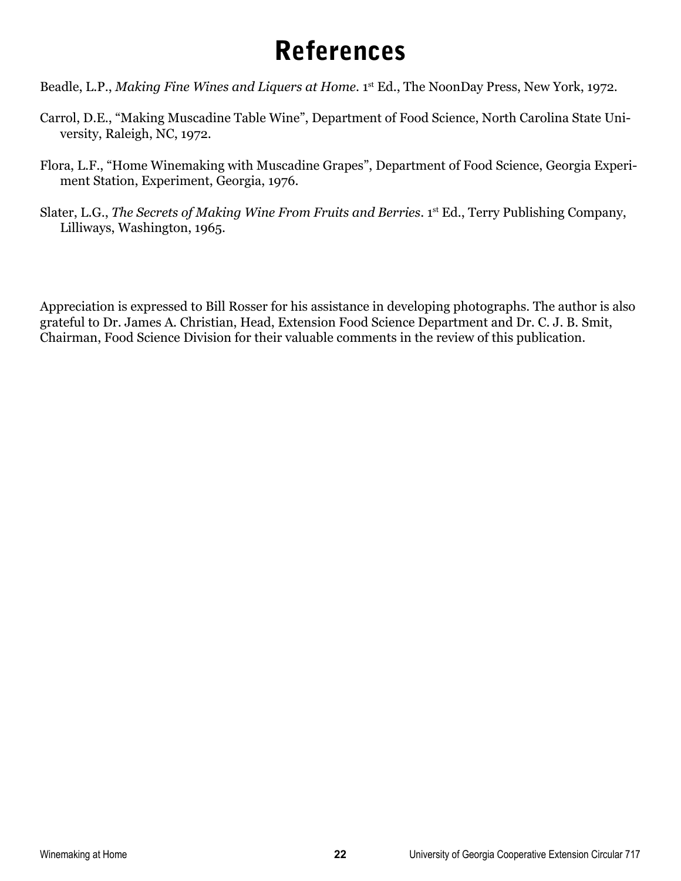# References

Beadle, L.P., *Making Fine Wines and Liquers at Home*. 1st Ed., The NoonDay Press, New York, 1972.

Carrol, D.E., "Making Muscadine Table Wine", Department of Food Science, North Carolina State University, Raleigh, NC, 1972.

Flora, L.F., "Home Winemaking with Muscadine Grapes", Department of Food Science, Georgia Experiment Station, Experiment, Georgia, 1976.

Slater, L.G., *The Secrets of Making Wine From Fruits and Berries*. 1st Ed., Terry Publishing Company, Lilliways, Washington, 1965.

Appreciation is expressed to Bill Rosser for his assistance in developing photographs. The author is also grateful to Dr. James A. Christian, Head, Extension Food Science Department and Dr. C. J. B. Smit, Chairman, Food Science Division for their valuable comments in the review of this publication.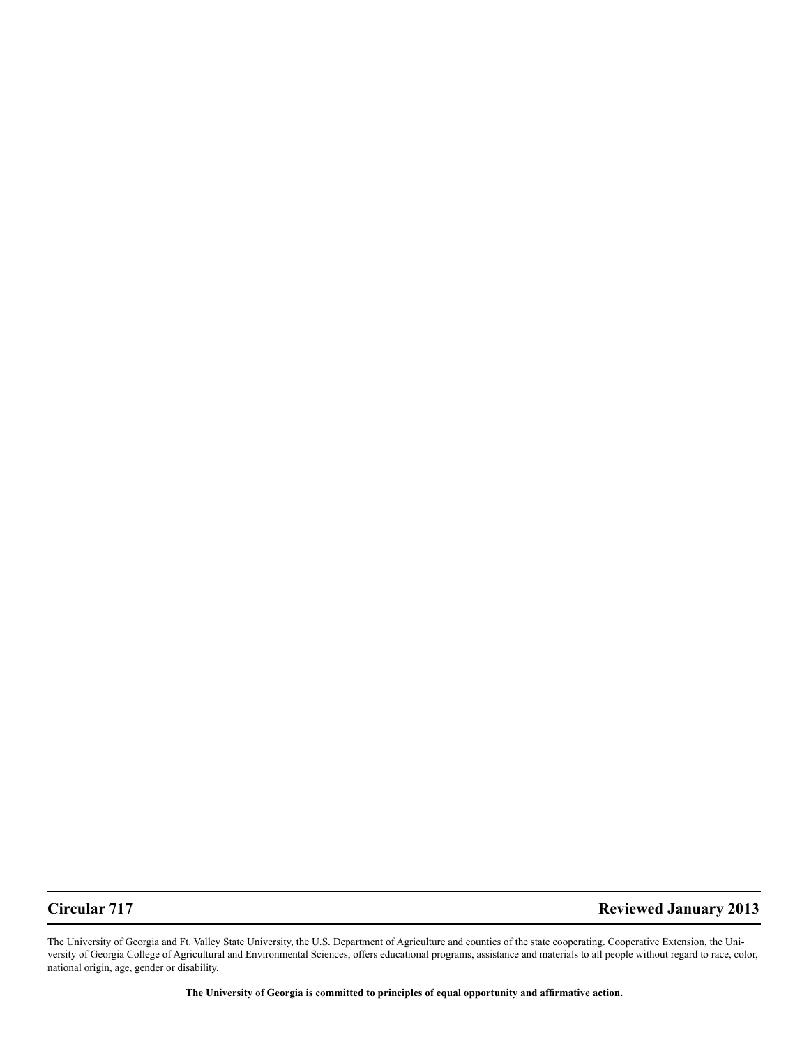**Circular 717** **Reviewed January 2013**

The University of Georgia and Ft. Valley State University, the U.S. Department of Agriculture and counties of the state cooperating. Cooperative Extension, the University of Georgia College of Agricultural and Environmental Sciences, offers educational programs, assistance and materials to all people without regard to race, color, national origin, age, gender or disability.

**The University of Georgia is committed to principles of equal opportunity and affirmative action.**